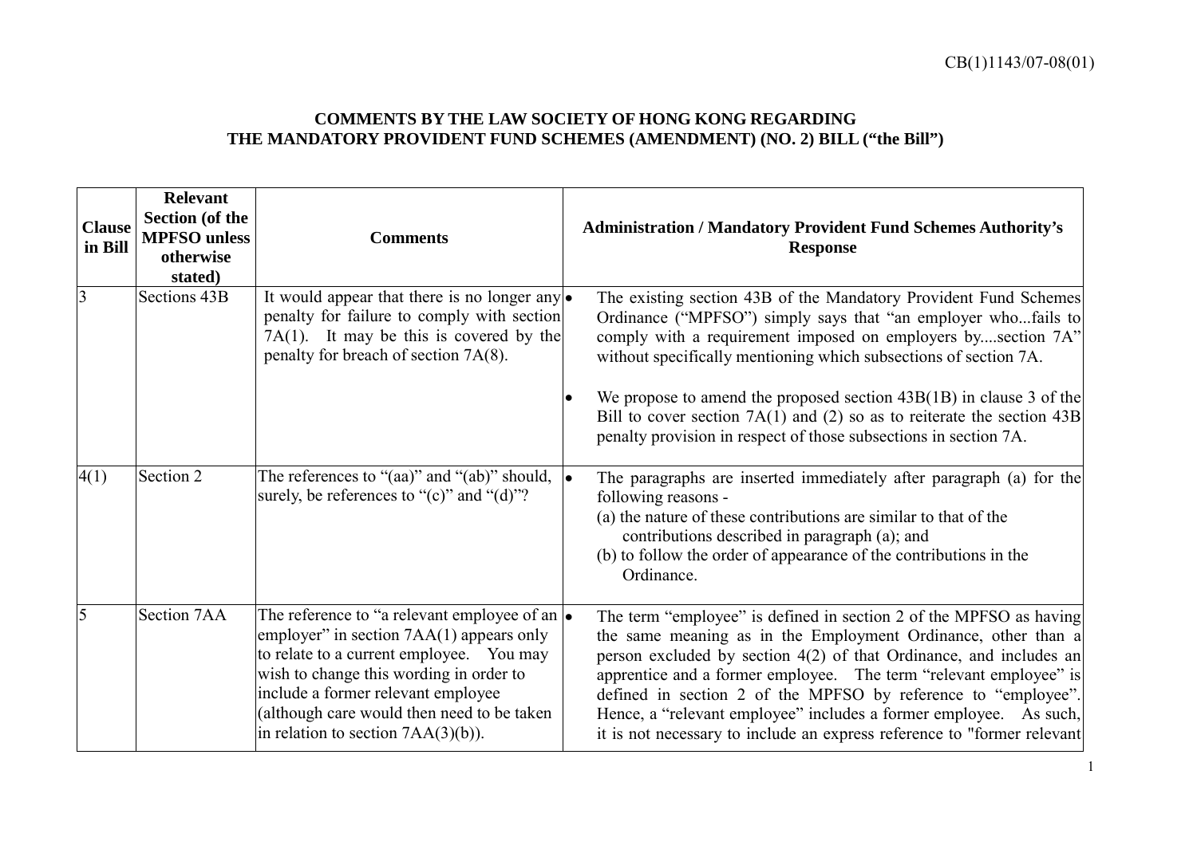CB(1)1143/07-08(01)

**COMMENTS BY THE LAW SOCIETY OF HONG KONG REGARDING THE MANDATORY PROVIDENT FUND SCHEMES (AMENDMENT) (NO. 2) BILL ("the Bill")**

| Clause in Bill | Relevant Section (of the MPFSO unless otherwise stated) | Comments | Administration / Mandatory Provident Fund Schemes Authority's Response |
|---|---|---|---|
| 3 | Sections 43B | It would appear that there is no longer any penalty for failure to comply with section 7A(1). It may be this is covered by the penalty for breach of section 7A(8). | • The existing section 43B of the Mandatory Provident Fund Schemes Ordinance ("MPFSO") simply says that "an employer who...fails to comply with a requirement imposed on employers by....section 7A" without specifically mentioning which subsections of section 7A.<br><br>• We propose to amend the proposed section 43B(1B) in clause 3 of the Bill to cover section 7A(1) and (2) so as to reiterate the section 43B penalty provision in respect of those subsections in section 7A. |
| 4(1) | Section 2 | The references to "(aa)" and "(ab)" should, surely, be references to "(c)" and "(d)"? | • The paragraphs are inserted immediately after paragraph (a) for the following reasons -<br>(a) the nature of these contributions are similar to that of the contributions described in paragraph (a); and<br>(b) to follow the order of appearance of the contributions in the Ordinance. |
| 5 | Section 7AA | The reference to "a relevant employee of an employer" in section 7AA(1) appears only to relate to a current employee. You may wish to change this wording in order to include a former relevant employee (although care would then need to be taken in relation to section 7AA(3)(b)). | • The term "employee" is defined in section 2 of the MPFSO as having the same meaning as in the Employment Ordinance, other than a person excluded by section 4(2) of that Ordinance, and includes an apprentice and a former employee. The term "relevant employee" is defined in section 2 of the MPFSO by reference to "employee". Hence, a "relevant employee" includes a former employee. As such, it is not necessary to include an express reference to "former relevant |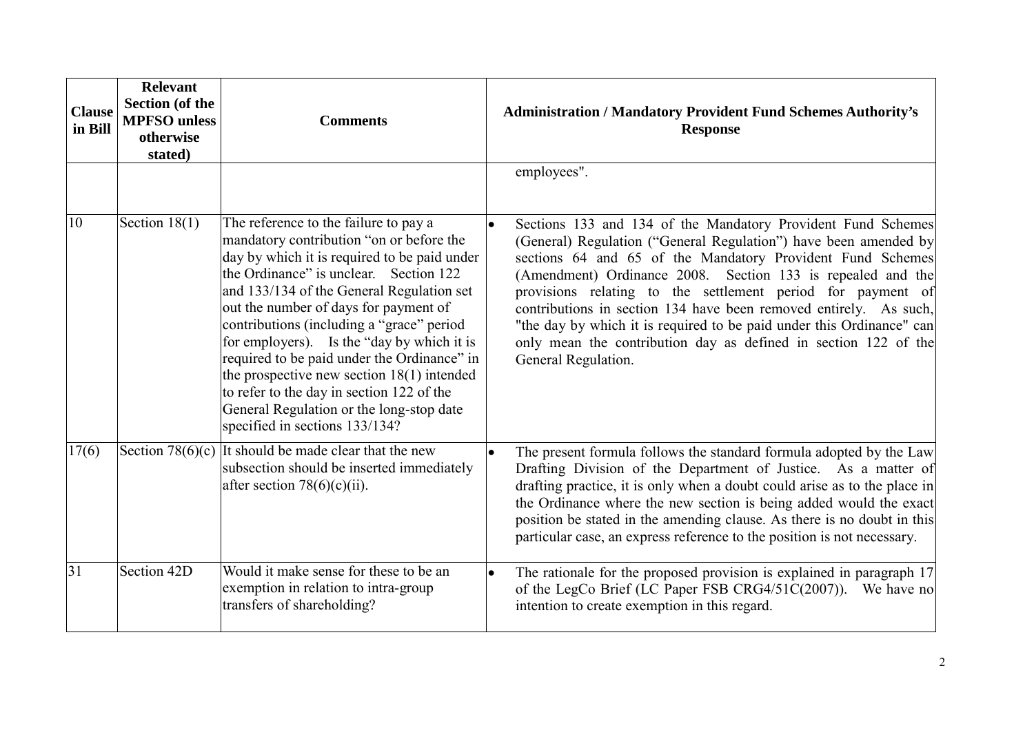| Clause in Bill | Relevant Section (of the MPFSO unless otherwise stated) | Comments | Administration / Mandatory Provident Fund Schemes Authority's Response |
|---|---|---|---|
| | | | employees". |
| 10 | Section 18(1) | The reference to the failure to pay a mandatory contribution "on or before the day by which it is required to be paid under the Ordinance" is unclear. Section 122 and 133/134 of the General Regulation set out the number of days for payment of contributions (including a "grace" period for employers). Is the "day by which it is required to be paid under the Ordinance" in the prospective new section 18(1) intended to refer to the day in section 122 of the General Regulation or the long-stop date specified in sections 133/134? | • Sections 133 and 134 of the Mandatory Provident Fund Schemes (General) Regulation ("General Regulation") have been amended by sections 64 and 65 of the Mandatory Provident Fund Schemes (Amendment) Ordinance 2008. Section 133 is repealed and the provisions relating to the settlement period for payment of contributions in section 134 have been removed entirely. As such, "the day by which it is required to be paid under this Ordinance" can only mean the contribution day as defined in section 122 of the General Regulation. |
| 17(6) | Section 78(6)(c) | It should be made clear that the new subsection should be inserted immediately after section 78(6)(c)(ii). | • The present formula follows the standard formula adopted by the Law Drafting Division of the Department of Justice. As a matter of drafting practice, it is only when a doubt could arise as to the place in the Ordinance where the new section is being added would the exact position be stated in the amending clause. As there is no doubt in this particular case, an express reference to the position is not necessary. |
| 31 | Section 42D | Would it make sense for these to be an exemption in relation to intra-group transfers of shareholding? | • The rationale for the proposed provision is explained in paragraph 17 of the LegCo Brief (LC Paper FSB CRG4/51C(2007)). We have no intention to create exemption in this regard. |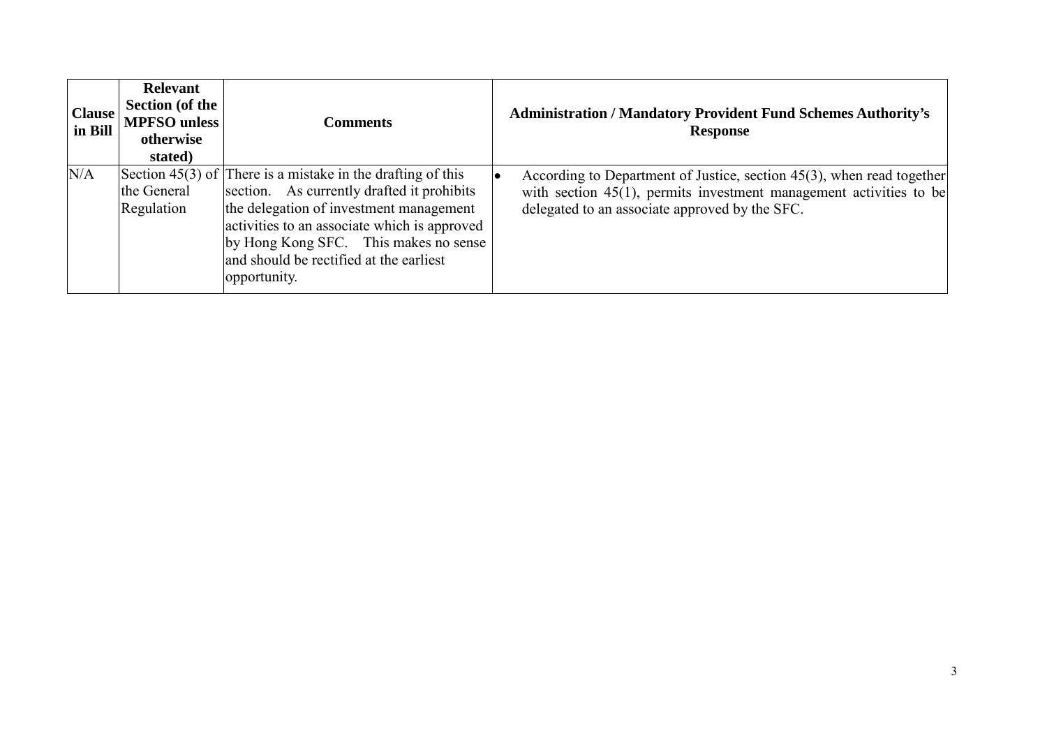| Clause in Bill | Relevant Section (of the MPFSO unless otherwise stated) | Comments | Administration / Mandatory Provident Fund Schemes Authority's Response |
| --- | --- | --- | --- |
| N/A | Section 45(3) of the General Regulation | There is a mistake in the drafting of this section. As currently drafted it prohibits the delegation of investment management activities to an associate which is approved by Hong Kong SFC. This makes no sense and should be rectified at the earliest opportunity. | • According to Department of Justice, section 45(3), when read together with section 45(1), permits investment management activities to be delegated to an associate approved by the SFC. |